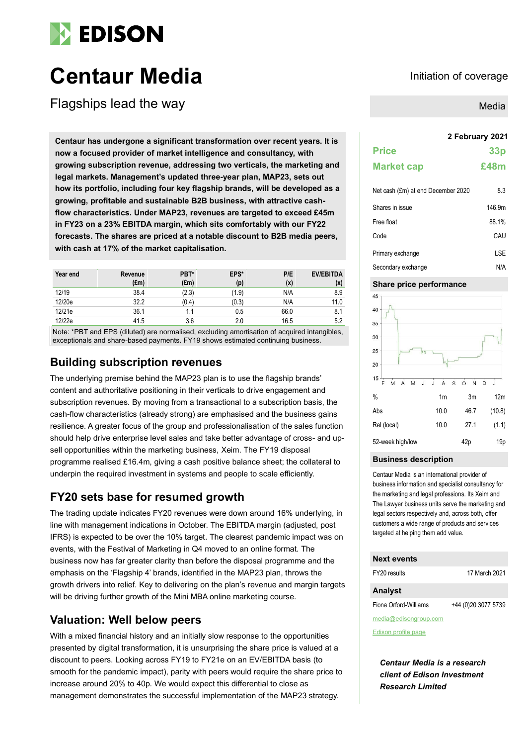# Centaur Media

Initiation of coverage

## Flagships lead the way

Media

**Centaur has undergone a significant transformation over recent years. It is now a focused provider of market intelligence and consultancy, with growing subscription revenue, addressing two verticals, the marketing and legal markets. Management's updated three-year plan, MAP23, sets out how its portfolio, including four key flagship brands, will be developed as a growing, profitable and sustainable B2B business, with attractive cash-flow characteristics. Under MAP23, revenues are targeted to exceed £45m in FY23 on a 23% EBITDA margin, which sits comfortably with our FY22 forecasts. The shares are priced at a notable discount to B2B media peers, with cash at 17% of the market capitalisation.**

| Year end | Revenue (£m) | PBT* (£m) | EPS* (p) | P/E (x) | EV/EBITDA (x) |
|---|---|---|---|---|---|
| 12/19 | 38.4 | (2.3) | (1.9) | N/A | 8.9 |
| 12/20e | 32.2 | (0.4) | (0.3) | N/A | 11.0 |
| 12/21e | 36.1 | 1.1 | 0.5 | 66.0 | 8.1 |
| 12/22e | 41.5 | 3.6 | 2.0 | 16.5 | 5.2 |

Note: *PBT and EPS (diluted) are normalised, excluding amortisation of acquired intangibles, exceptionals and share-based payments. FY19 shows estimated continuing business.

## Building subscription revenues

The underlying premise behind the MAP23 plan is to use the flagship brands' content and authoritative positioning in their verticals to drive engagement and subscription revenues. By moving from a transactional to a subscription basis, the cash-flow characteristics (already strong) are emphasised and the business gains resilience. A greater focus of the group and professionalisation of the sales function should help drive enterprise level sales and take better advantage of cross- and up-sell opportunities within the marketing business, Xeim. The FY19 disposal programme realised £16.4m, giving a cash positive balance sheet; the collateral to underpin the required investment in systems and people to scale efficiently.

## FY20 sets base for resumed growth

The trading update indicates FY20 revenues were down around 16% underlying, in line with management indications in October. The EBITDA margin (adjusted, post IFRS) is expected to be over the 10% target. The clearest pandemic impact was on events, with the Festival of Marketing in Q4 moved to an online format. The business now has far greater clarity than before the disposal programme and the emphasis on the 'Flagship 4' brands, identified in the MAP23 plan, throws the growth drivers into relief. Key to delivering on the plan's revenue and margin targets will be driving further growth of the Mini MBA online marketing course.

## Valuation: Well below peers

With a mixed financial history and an initially slow response to the opportunities presented by digital transformation, it is unsurprising the share price is valued at a discount to peers. Looking across FY19 to FY21e on an EV/EBITDA basis (to smooth for the pandemic impact), parity with peers would require the share price to increase around 20% to 40p. We would expect this differential to close as management demonstrates the successful implementation of the MAP23 strategy.

**2 February 2021**

| | |
|---|---|
| **Price** | **33p** |
| **Market cap** | **£48m** |

| | |
|---|---|
| Net cash (£m) at end December 2020 | 8.3 |
| Shares in issue | 146.9m |
| Free float | 88.1% |
| Code | CAU |
| Primary exchange | LSE |
| Secondary exchange | N/A |

### Share price performance

| % | 1m | 3m | 12m |
|---|---|---|---|
| Abs | 10.0 | 46.7 | (10.8) |
| Rel (local) | 10.0 | 27.1 | (1.1) |
| 52-week high/low | | 42p | 19p |

### Business description

Centaur Media is an international provider of business information and specialist consultancy for the marketing and legal professions. Its Xeim and The Lawyer business units serve the marketing and legal sectors respectively and, across both, offer customers a wide range of products and services targeted at helping them add value.

### Next events

| | |
|---|---|
| FY20 results | 17 March 2021 |

### Analyst

Fiona Orford-Williams +44 (0)20 3077 5739

media@edisongroup.com

Edison profile page

***Centaur Media is a research client of Edison Investment Research Limited***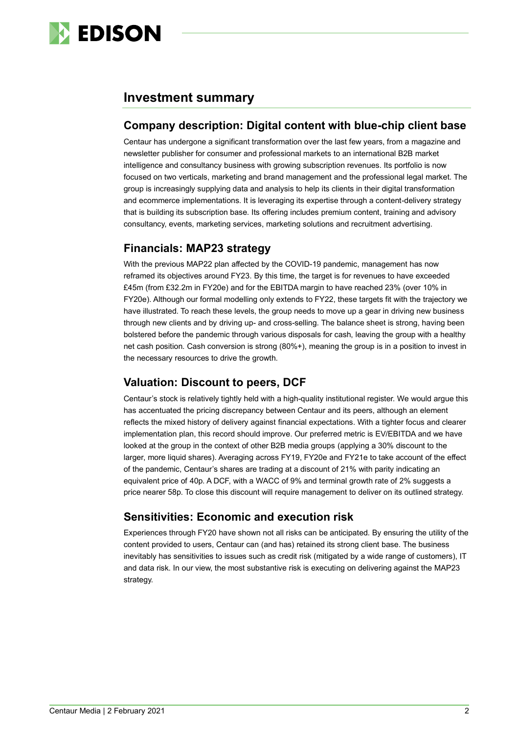# Investment summary

## Company description: Digital content with blue-chip client base

Centaur has undergone a significant transformation over the last few years, from a magazine and newsletter publisher for consumer and professional markets to an international B2B market intelligence and consultancy business with growing subscription revenues. Its portfolio is now focused on two verticals, marketing and brand management and the professional legal market. The group is increasingly supplying data and analysis to help its clients in their digital transformation and ecommerce implementations. It is leveraging its expertise through a content-delivery strategy that is building its subscription base. Its offering includes premium content, training and advisory consultancy, events, marketing services, marketing solutions and recruitment advertising.

## Financials: MAP23 strategy

With the previous MAP22 plan affected by the COVID-19 pandemic, management has now reframed its objectives around FY23. By this time, the target is for revenues to have exceeded £45m (from £32.2m in FY20e) and for the EBITDA margin to have reached 23% (over 10% in FY20e). Although our formal modelling only extends to FY22, these targets fit with the trajectory we have illustrated. To reach these levels, the group needs to move up a gear in driving new business through new clients and by driving up- and cross-selling. The balance sheet is strong, having been bolstered before the pandemic through various disposals for cash, leaving the group with a healthy net cash position. Cash conversion is strong (80%+), meaning the group is in a position to invest in the necessary resources to drive the growth.

## Valuation: Discount to peers, DCF

Centaur's stock is relatively tightly held with a high-quality institutional register. We would argue this has accentuated the pricing discrepancy between Centaur and its peers, although an element reflects the mixed history of delivery against financial expectations. With a tighter focus and clearer implementation plan, this record should improve. Our preferred metric is EV/EBITDA and we have looked at the group in the context of other B2B media groups (applying a 30% discount to the larger, more liquid shares). Averaging across FY19, FY20e and FY21e to take account of the effect of the pandemic, Centaur's shares are trading at a discount of 21% with parity indicating an equivalent price of 40p. A DCF, with a WACC of 9% and terminal growth rate of 2% suggests a price nearer 58p. To close this discount will require management to deliver on its outlined strategy.

## Sensitivities: Economic and execution risk

Experiences through FY20 have shown not all risks can be anticipated. By ensuring the utility of the content provided to users, Centaur can (and has) retained its strong client base. The business inevitably has sensitivities to issues such as credit risk (mitigated by a wide range of customers), IT and data risk. In our view, the most substantive risk is executing on delivering against the MAP23 strategy.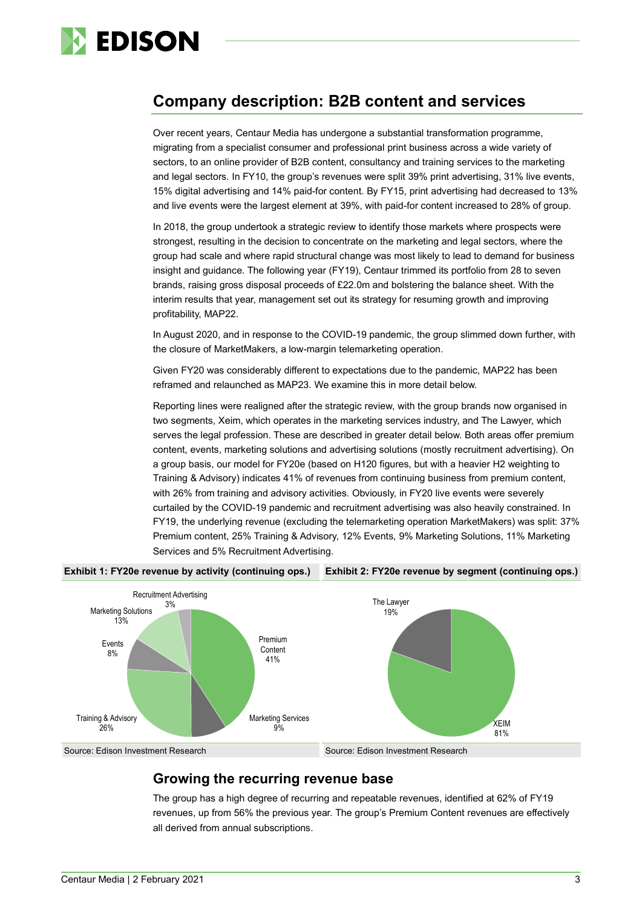## Company description: B2B content and services

Over recent years, Centaur Media has undergone a substantial transformation programme, migrating from a specialist consumer and professional print business across a wide variety of sectors, to an online provider of B2B content, consultancy and training services to the marketing and legal sectors. In FY10, the group's revenues were split 39% print advertising, 31% live events, 15% digital advertising and 14% paid-for content. By FY15, print advertising had decreased to 13% and live events were the largest element at 39%, with paid-for content increased to 28% of group.

In 2018, the group undertook a strategic review to identify those markets where prospects were strongest, resulting in the decision to concentrate on the marketing and legal sectors, where the group had scale and where rapid structural change was most likely to lead to demand for business insight and guidance. The following year (FY19), Centaur trimmed its portfolio from 28 to seven brands, raising gross disposal proceeds of £22.0m and bolstering the balance sheet. With the interim results that year, management set out its strategy for resuming growth and improving profitability, MAP22.

In August 2020, and in response to the COVID-19 pandemic, the group slimmed down further, with the closure of MarketMakers, a low-margin telemarketing operation.

Given FY20 was considerably different to expectations due to the pandemic, MAP22 has been reframed and relaunched as MAP23. We examine this in more detail below.

Reporting lines were realigned after the strategic review, with the group brands now organised in two segments, Xeim, which operates in the marketing services industry, and The Lawyer, which serves the legal profession. These are described in greater detail below. Both areas offer premium content, events, marketing solutions and advertising solutions (mostly recruitment advertising). On a group basis, our model for FY20e (based on H120 figures, but with a heavier H2 weighting to Training & Advisory) indicates 41% of revenues from continuing business from premium content, with 26% from training and advisory activities. Obviously, in FY20 live events were severely curtailed by the COVID-19 pandemic and recruitment advertising was also heavily constrained. In FY19, the underlying revenue (excluding the telemarketing operation MarketMakers) was split: 37% Premium content, 25% Training & Advisory, 12% Events, 9% Marketing Solutions, 11% Marketing Services and 5% Recruitment Advertising.

**Exhibit 1: FY20e revenue by activity (continuing ops.)**

| Activity | Share |
|---|---|
| Premium Content | 41% |
| Marketing Services | 9% |
| Training & Advisory | 26% |
| Events | 8% |
| Marketing Solutions | 13% |
| Recruitment Advertising | 3% |

Source: Edison Investment Research

**Exhibit 2: FY20e revenue by segment (continuing ops.)**

| Segment | Share |
|---|---|
| XEIM | 81% |
| The Lawyer | 19% |

Source: Edison Investment Research

### Growing the recurring revenue base

The group has a high degree of recurring and repeatable revenues, identified at 62% of FY19 revenues, up from 56% the previous year. The group's Premium Content revenues are effectively all derived from annual subscriptions.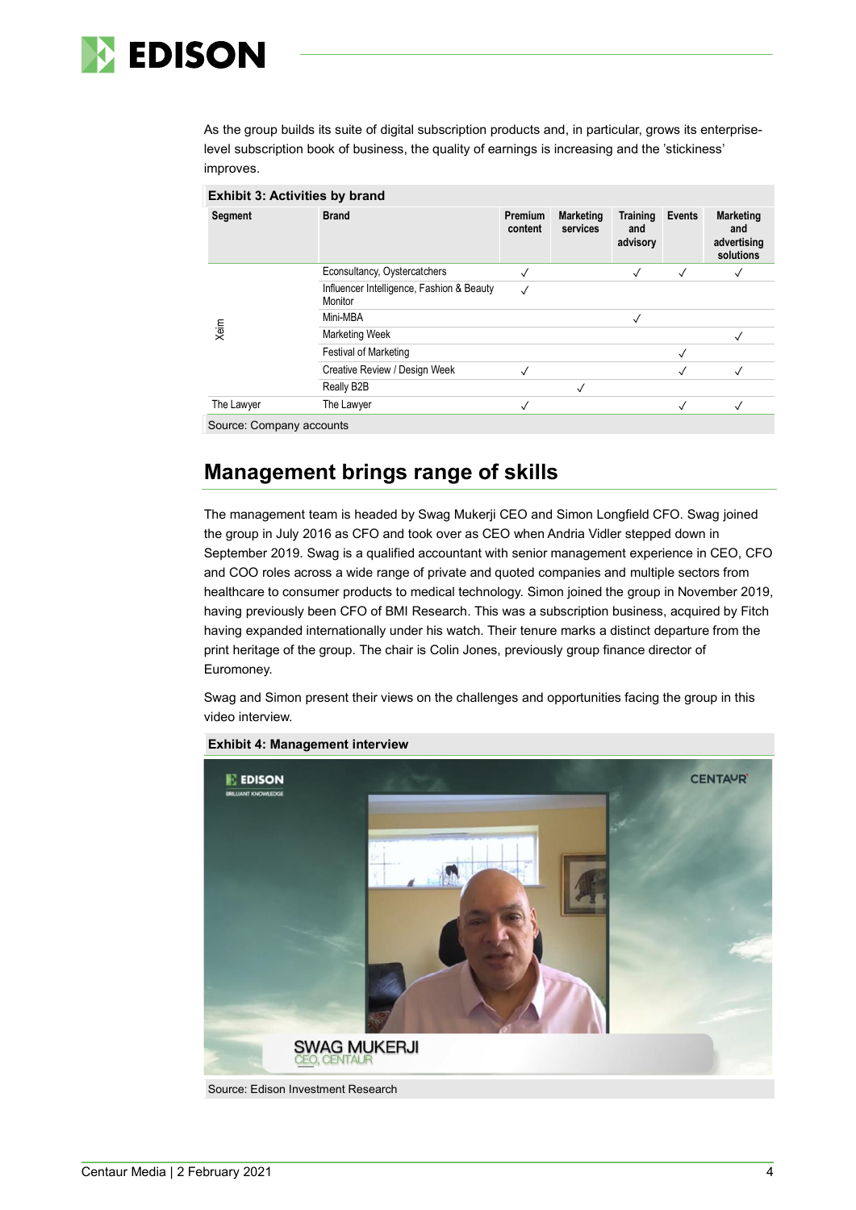As the group builds its suite of digital subscription products and, in particular, grows its enterprise-level subscription book of business, the quality of earnings is increasing and the 'stickiness' improves.

**Exhibit 3: Activities by brand**

| Segment | Brand | Premium content | Marketing services | Training and advisory | Events | Marketing and advertising solutions |
|---|---|---|---|---|---|---|
| Xeim | Econsultancy, Oystercatchers | ✓ | | ✓ | ✓ | ✓ |
| | Influencer Intelligence, Fashion & Beauty Monitor | ✓ | | | | |
| | Mini-MBA | | | ✓ | | |
| | Marketing Week | | | | | ✓ |
| | Festival of Marketing | | | | ✓ | |
| | Creative Review / Design Week | ✓ | | | ✓ | ✓ |
| | Really B2B | | ✓ | | | |
| The Lawyer | The Lawyer | ✓ | | | ✓ | ✓ |

Source: Company accounts

## Management brings range of skills

The management team is headed by Swag Mukerji CEO and Simon Longfield CFO. Swag joined the group in July 2016 as CFO and took over as CEO when Andria Vidler stepped down in September 2019. Swag is a qualified accountant with senior management experience in CEO, CFO and COO roles across a wide range of private and quoted companies and multiple sectors from healthcare to consumer products to medical technology. Simon joined the group in November 2019, having previously been CFO of BMI Research. This was a subscription business, acquired by Fitch having expanded internationally under his watch. Their tenure marks a distinct departure from the print heritage of the group. The chair is Colin Jones, previously group finance director of Euromoney.

Swag and Simon present their views on the challenges and opportunities facing the group in this video interview.

**Exhibit 4: Management interview**

Source: Edison Investment Research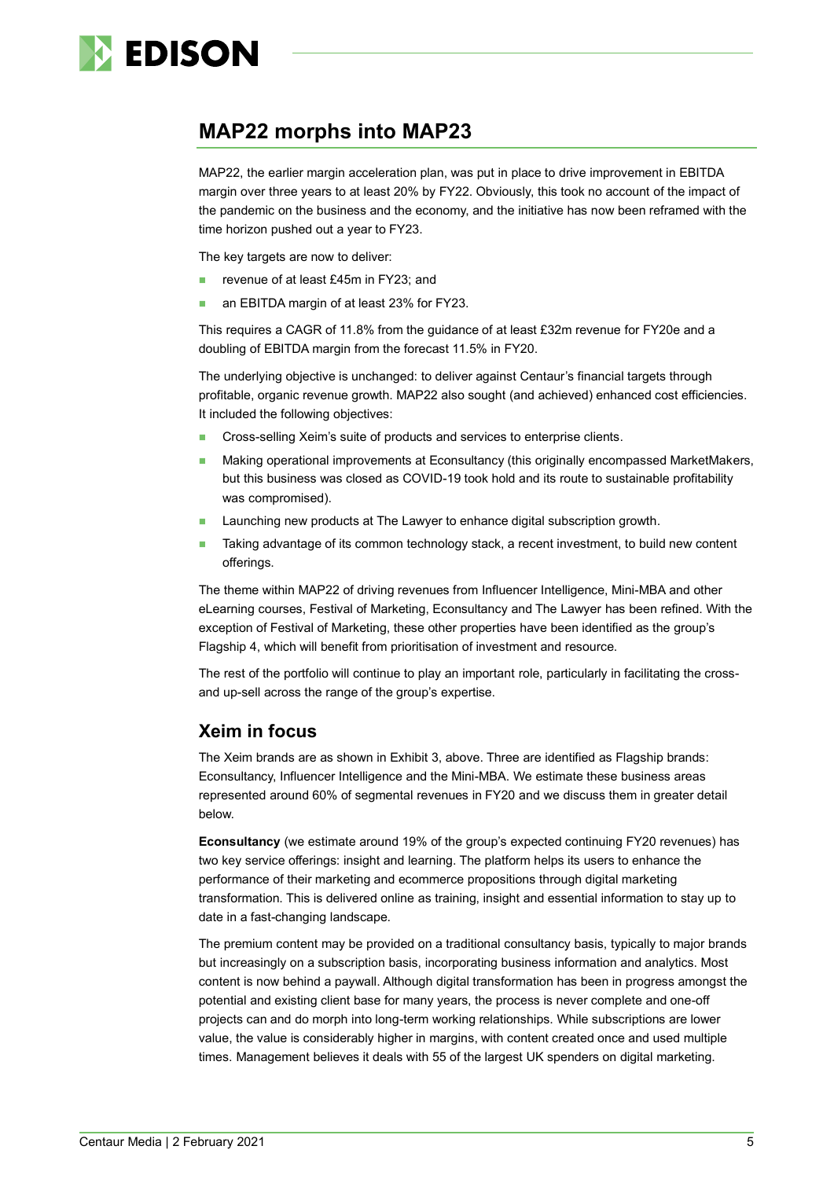## MAP22 morphs into MAP23

MAP22, the earlier margin acceleration plan, was put in place to drive improvement in EBITDA margin over three years to at least 20% by FY22. Obviously, this took no account of the impact of the pandemic on the business and the economy, and the initiative has now been reframed with the time horizon pushed out a year to FY23.

The key targets are now to deliver:

- revenue of at least £45m in FY23; and
- an EBITDA margin of at least 23% for FY23.

This requires a CAGR of 11.8% from the guidance of at least £32m revenue for FY20e and a doubling of EBITDA margin from the forecast 11.5% in FY20.

The underlying objective is unchanged: to deliver against Centaur's financial targets through profitable, organic revenue growth. MAP22 also sought (and achieved) enhanced cost efficiencies. It included the following objectives:

- Cross-selling Xeim's suite of products and services to enterprise clients.
- Making operational improvements at Econsultancy (this originally encompassed MarketMakers, but this business was closed as COVID-19 took hold and its route to sustainable profitability was compromised).
- Launching new products at The Lawyer to enhance digital subscription growth.
- Taking advantage of its common technology stack, a recent investment, to build new content offerings.

The theme within MAP22 of driving revenues from Influencer Intelligence, Mini-MBA and other eLearning courses, Festival of Marketing, Econsultancy and The Lawyer has been refined. With the exception of Festival of Marketing, these other properties have been identified as the group's Flagship 4, which will benefit from prioritisation of investment and resource.

The rest of the portfolio will continue to play an important role, particularly in facilitating the cross- and up-sell across the range of the group's expertise.

### Xeim in focus

The Xeim brands are as shown in Exhibit 3, above. Three are identified as Flagship brands: Econsultancy, Influencer Intelligence and the Mini-MBA. We estimate these business areas represented around 60% of segmental revenues in FY20 and we discuss them in greater detail below.

**Econsultancy** (we estimate around 19% of the group's expected continuing FY20 revenues) has two key service offerings: insight and learning. The platform helps its users to enhance the performance of their marketing and ecommerce propositions through digital marketing transformation. This is delivered online as training, insight and essential information to stay up to date in a fast-changing landscape.

The premium content may be provided on a traditional consultancy basis, typically to major brands but increasingly on a subscription basis, incorporating business information and analytics. Most content is now behind a paywall. Although digital transformation has been in progress amongst the potential and existing client base for many years, the process is never complete and one-off projects can and do morph into long-term working relationships. While subscriptions are lower value, the value is considerably higher in margins, with content created once and used multiple times. Management believes it deals with 55 of the largest UK spenders on digital marketing.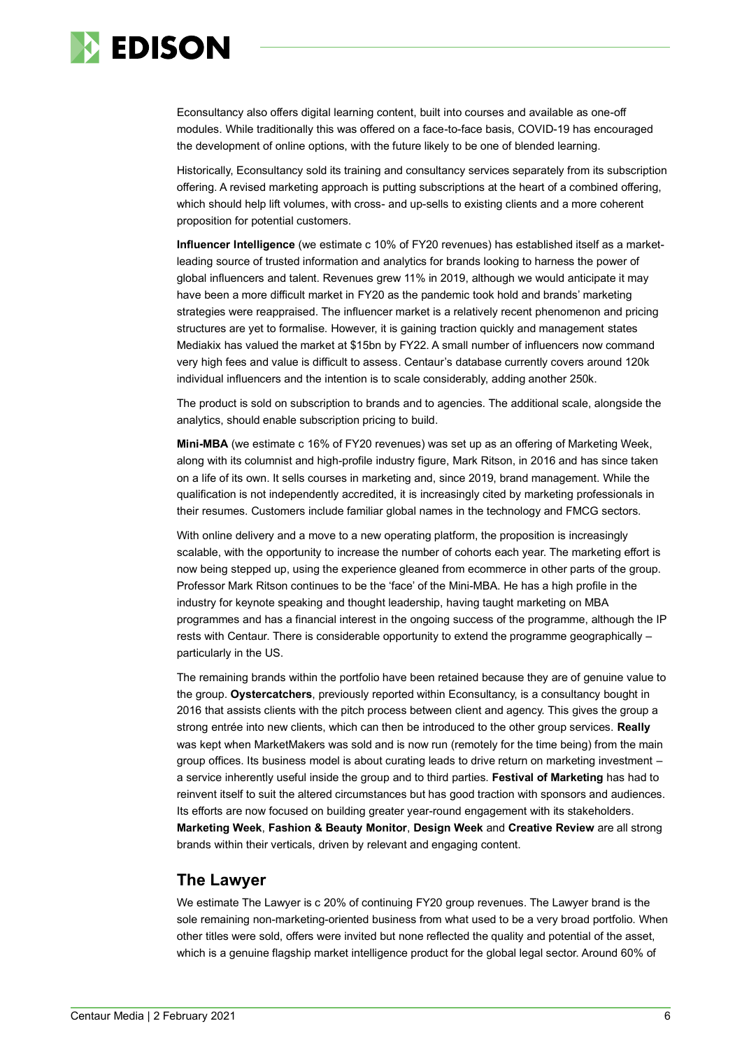Econsultancy also offers digital learning content, built into courses and available as one-off modules. While traditionally this was offered on a face-to-face basis, COVID-19 has encouraged the development of online options, with the future likely to be one of blended learning.

Historically, Econsultancy sold its training and consultancy services separately from its subscription offering. A revised marketing approach is putting subscriptions at the heart of a combined offering, which should help lift volumes, with cross- and up-sells to existing clients and a more coherent proposition for potential customers.

**Influencer Intelligence** (we estimate c 10% of FY20 revenues) has established itself as a market-leading source of trusted information and analytics for brands looking to harness the power of global influencers and talent. Revenues grew 11% in 2019, although we would anticipate it may have been a more difficult market in FY20 as the pandemic took hold and brands' marketing strategies were reappraised. The influencer market is a relatively recent phenomenon and pricing structures are yet to formalise. However, it is gaining traction quickly and management states Mediakix has valued the market at $15bn by FY22. A small number of influencers now command very high fees and value is difficult to assess. Centaur's database currently covers around 120k individual influencers and the intention is to scale considerably, adding another 250k.

The product is sold on subscription to brands and to agencies. The additional scale, alongside the analytics, should enable subscription pricing to build.

**Mini-MBA** (we estimate c 16% of FY20 revenues) was set up as an offering of Marketing Week, along with its columnist and high-profile industry figure, Mark Ritson, in 2016 and has since taken on a life of its own. It sells courses in marketing and, since 2019, brand management. While the qualification is not independently accredited, it is increasingly cited by marketing professionals in their resumes. Customers include familiar global names in the technology and FMCG sectors.

With online delivery and a move to a new operating platform, the proposition is increasingly scalable, with the opportunity to increase the number of cohorts each year. The marketing effort is now being stepped up, using the experience gleaned from ecommerce in other parts of the group. Professor Mark Ritson continues to be the 'face' of the Mini-MBA. He has a high profile in the industry for keynote speaking and thought leadership, having taught marketing on MBA programmes and has a financial interest in the ongoing success of the programme, although the IP rests with Centaur. There is considerable opportunity to extend the programme geographically – particularly in the US.

The remaining brands within the portfolio have been retained because they are of genuine value to the group. **Oystercatchers**, previously reported within Econsultancy, is a consultancy bought in 2016 that assists clients with the pitch process between client and agency. This gives the group a strong entrée into new clients, which can then be introduced to the other group services. **Really** was kept when MarketMakers was sold and is now run (remotely for the time being) from the main group offices. Its business model is about curating leads to drive return on marketing investment – a service inherently useful inside the group and to third parties. **Festival of Marketing** has had to reinvent itself to suit the altered circumstances but has good traction with sponsors and audiences. Its efforts are now focused on building greater year-round engagement with its stakeholders. **Marketing Week**, **Fashion & Beauty Monitor**, **Design Week** and **Creative Review** are all strong brands within their verticals, driven by relevant and engaging content.

## The Lawyer

We estimate The Lawyer is c 20% of continuing FY20 group revenues. The Lawyer brand is the sole remaining non-marketing-oriented business from what used to be a very broad portfolio. When other titles were sold, offers were invited but none reflected the quality and potential of the asset, which is a genuine flagship market intelligence product for the global legal sector. Around 60% of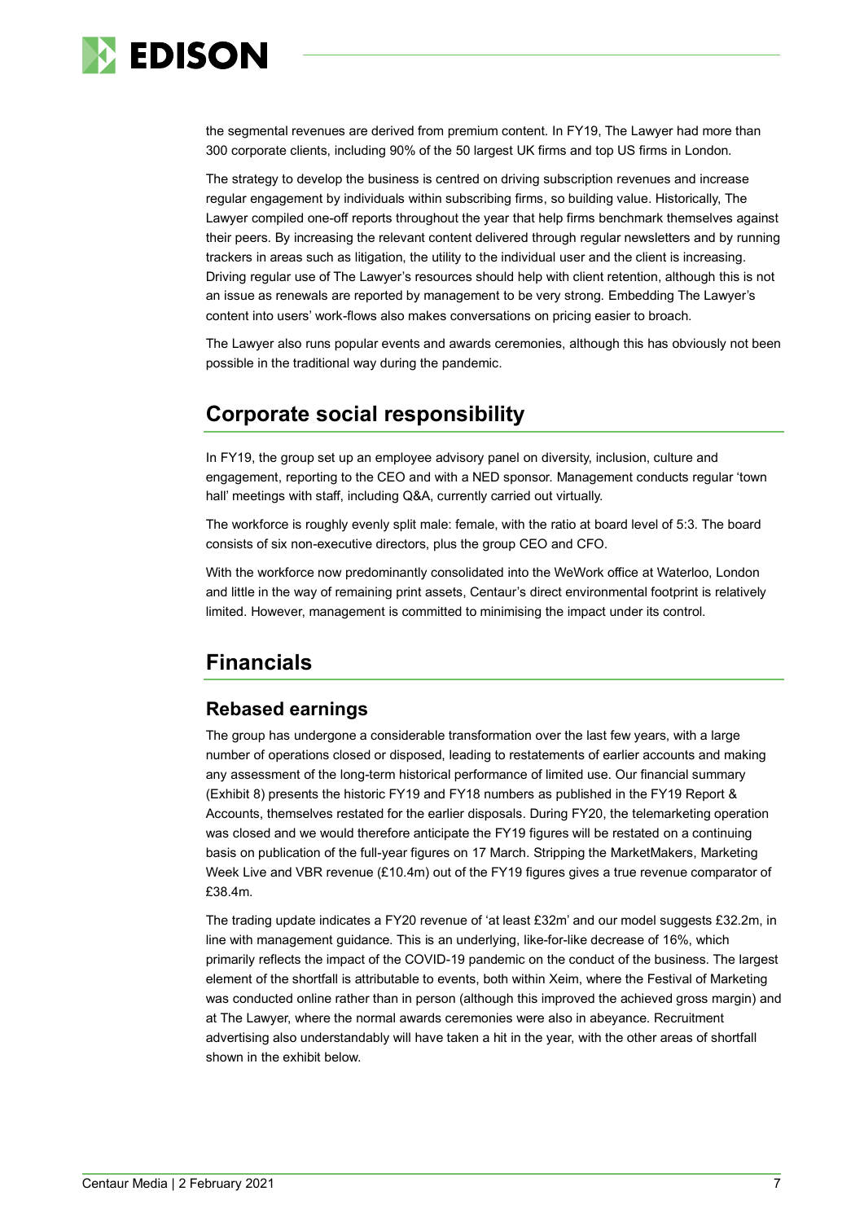the segmental revenues are derived from premium content. In FY19, The Lawyer had more than 300 corporate clients, including 90% of the 50 largest UK firms and top US firms in London.

The strategy to develop the business is centred on driving subscription revenues and increase regular engagement by individuals within subscribing firms, so building value. Historically, The Lawyer compiled one-off reports throughout the year that help firms benchmark themselves against their peers. By increasing the relevant content delivered through regular newsletters and by running trackers in areas such as litigation, the utility to the individual user and the client is increasing. Driving regular use of The Lawyer's resources should help with client retention, although this is not an issue as renewals are reported by management to be very strong. Embedding The Lawyer's content into users' work-flows also makes conversations on pricing easier to broach.

The Lawyer also runs popular events and awards ceremonies, although this has obviously not been possible in the traditional way during the pandemic.

## Corporate social responsibility

In FY19, the group set up an employee advisory panel on diversity, inclusion, culture and engagement, reporting to the CEO and with a NED sponsor. Management conducts regular 'town hall' meetings with staff, including Q&A, currently carried out virtually.

The workforce is roughly evenly split male: female, with the ratio at board level of 5:3. The board consists of six non-executive directors, plus the group CEO and CFO.

With the workforce now predominantly consolidated into the WeWork office at Waterloo, London and little in the way of remaining print assets, Centaur's direct environmental footprint is relatively limited. However, management is committed to minimising the impact under its control.

## Financials

### Rebased earnings

The group has undergone a considerable transformation over the last few years, with a large number of operations closed or disposed, leading to restatements of earlier accounts and making any assessment of the long-term historical performance of limited use. Our financial summary (Exhibit 8) presents the historic FY19 and FY18 numbers as published in the FY19 Report & Accounts, themselves restated for the earlier disposals. During FY20, the telemarketing operation was closed and we would therefore anticipate the FY19 figures will be restated on a continuing basis on publication of the full-year figures on 17 March. Stripping the MarketMakers, Marketing Week Live and VBR revenue (£10.4m) out of the FY19 figures gives a true revenue comparator of £38.4m.

The trading update indicates a FY20 revenue of 'at least £32m' and our model suggests £32.2m, in line with management guidance. This is an underlying, like-for-like decrease of 16%, which primarily reflects the impact of the COVID-19 pandemic on the conduct of the business. The largest element of the shortfall is attributable to events, both within Xeim, where the Festival of Marketing was conducted online rather than in person (although this improved the achieved gross margin) and at The Lawyer, where the normal awards ceremonies were also in abeyance. Recruitment advertising also understandably will have taken a hit in the year, with the other areas of shortfall shown in the exhibit below.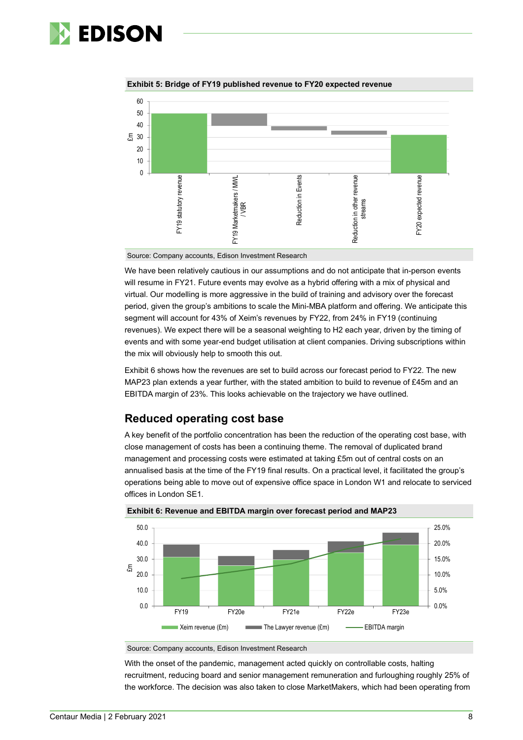**Exhibit 5: Bridge of FY19 published revenue to FY20 expected revenue**

Source: Company accounts, Edison Investment Research

We have been relatively cautious in our assumptions and do not anticipate that in-person events will resume in FY21. Future events may evolve as a hybrid offering with a mix of physical and virtual. Our modelling is more aggressive in the build of training and advisory over the forecast period, given the group's ambitions to scale the Mini-MBA platform and offering. We anticipate this segment will account for 43% of Xeim's revenues by FY22, from 24% in FY19 (continuing revenues). We expect there will be a seasonal weighting to H2 each year, driven by the timing of events and with some year-end budget utilisation at client companies. Driving subscriptions within the mix will obviously help to smooth this out.

Exhibit 6 shows how the revenues are set to build across our forecast period to FY22. The new MAP23 plan extends a year further, with the stated ambition to build to revenue of £45m and an EBITDA margin of 23%. This looks achievable on the trajectory we have outlined.

## Reduced operating cost base

A key benefit of the portfolio concentration has been the reduction of the operating cost base, with close management of costs has been a continuing theme. The removal of duplicated brand management and processing costs were estimated at taking £5m out of central costs on an annualised basis at the time of the FY19 final results. On a practical level, it facilitated the group's operations being able to move out of expensive office space in London W1 and relocate to serviced offices in London SE1.

**Exhibit 6: Revenue and EBITDA margin over forecast period and MAP23**

Source: Company accounts, Edison Investment Research

With the onset of the pandemic, management acted quickly on controllable costs, halting recruitment, reducing board and senior management remuneration and furloughing roughly 25% of the workforce. The decision was also taken to close MarketMakers, which had been operating from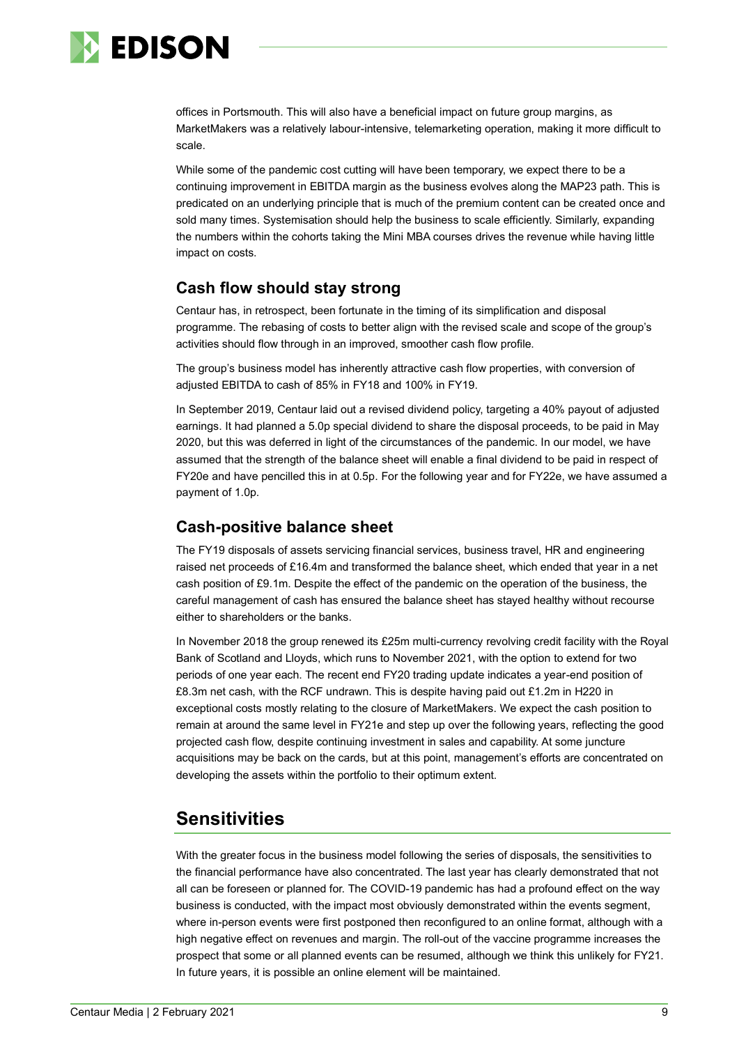offices in Portsmouth. This will also have a beneficial impact on future group margins, as MarketMakers was a relatively labour-intensive, telemarketing operation, making it more difficult to scale.

While some of the pandemic cost cutting will have been temporary, we expect there to be a continuing improvement in EBITDA margin as the business evolves along the MAP23 path. This is predicated on an underlying principle that is much of the premium content can be created once and sold many times. Systemisation should help the business to scale efficiently. Similarly, expanding the numbers within the cohorts taking the Mini MBA courses drives the revenue while having little impact on costs.

## Cash flow should stay strong

Centaur has, in retrospect, been fortunate in the timing of its simplification and disposal programme. The rebasing of costs to better align with the revised scale and scope of the group's activities should flow through in an improved, smoother cash flow profile.

The group's business model has inherently attractive cash flow properties, with conversion of adjusted EBITDA to cash of 85% in FY18 and 100% in FY19.

In September 2019, Centaur laid out a revised dividend policy, targeting a 40% payout of adjusted earnings. It had planned a 5.0p special dividend to share the disposal proceeds, to be paid in May 2020, but this was deferred in light of the circumstances of the pandemic. In our model, we have assumed that the strength of the balance sheet will enable a final dividend to be paid in respect of FY20e and have pencilled this in at 0.5p. For the following year and for FY22e, we have assumed a payment of 1.0p.

## Cash-positive balance sheet

The FY19 disposals of assets servicing financial services, business travel, HR and engineering raised net proceeds of £16.4m and transformed the balance sheet, which ended that year in a net cash position of £9.1m. Despite the effect of the pandemic on the operation of the business, the careful management of cash has ensured the balance sheet has stayed healthy without recourse either to shareholders or the banks.

In November 2018 the group renewed its £25m multi-currency revolving credit facility with the Royal Bank of Scotland and Lloyds, which runs to November 2021, with the option to extend for two periods of one year each. The recent end FY20 trading update indicates a year-end position of £8.3m net cash, with the RCF undrawn. This is despite having paid out £1.2m in H220 in exceptional costs mostly relating to the closure of MarketMakers. We expect the cash position to remain at around the same level in FY21e and step up over the following years, reflecting the good projected cash flow, despite continuing investment in sales and capability. At some juncture acquisitions may be back on the cards, but at this point, management's efforts are concentrated on developing the assets within the portfolio to their optimum extent.

# Sensitivities

With the greater focus in the business model following the series of disposals, the sensitivities to the financial performance have also concentrated. The last year has clearly demonstrated that not all can be foreseen or planned for. The COVID-19 pandemic has had a profound effect on the way business is conducted, with the impact most obviously demonstrated within the events segment, where in-person events were first postponed then reconfigured to an online format, although with a high negative effect on revenues and margin. The roll-out of the vaccine programme increases the prospect that some or all planned events can be resumed, although we think this unlikely for FY21. In future years, it is possible an online element will be maintained.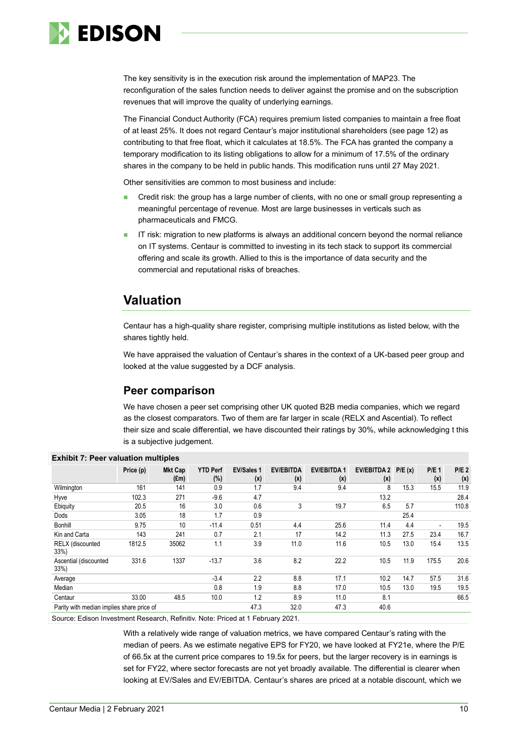The key sensitivity is in the execution risk around the implementation of MAP23. The reconfiguration of the sales function needs to deliver against the promise and on the subscription revenues that will improve the quality of underlying earnings.

The Financial Conduct Authority (FCA) requires premium listed companies to maintain a free float of at least 25%. It does not regard Centaur's major institutional shareholders (see page 12) as contributing to that free float, which it calculates at 18.5%. The FCA has granted the company a temporary modification to its listing obligations to allow for a minimum of 17.5% of the ordinary shares in the company to be held in public hands. This modification runs until 27 May 2021.

Other sensitivities are common to most business and include:

- Credit risk: the group has a large number of clients, with no one or small group representing a meaningful percentage of revenue. Most are large businesses in verticals such as pharmaceuticals and FMCG.
- IT risk: migration to new platforms is always an additional concern beyond the normal reliance on IT systems. Centaur is committed to investing in its tech stack to support its commercial offering and scale its growth. Allied to this is the importance of data security and the commercial and reputational risks of breaches.

## Valuation

Centaur has a high-quality share register, comprising multiple institutions as listed below, with the shares tightly held.

We have appraised the valuation of Centaur's shares in the context of a UK-based peer group and looked at the value suggested by a DCF analysis.

### Peer comparison

We have chosen a peer set comprising other UK quoted B2B media companies, which we regard as the closest comparators. Two of them are far larger in scale (RELX and Ascential). To reflect their size and scale differential, we have discounted their ratings by 30%, while acknowledging t this is a subjective judgement.

**Exhibit 7: Peer valuation multiples**

| | Price (p) | Mkt Cap (£m) | YTD Perf (%) | EV/Sales 1 (x) | EV/EBITDA (x) | EV/EBITDA 1 (x) | EV/EBITDA 2 (x) | P/E (x) | P/E 1 (x) | P/E 2 (x) |
|---|---|---|---|---|---|---|---|---|---|---|
| Wilmington | 161 | 141 | 0.9 | 1.7 | 9.4 | 9.4 | 8 | 15.3 | 15.5 | 11.9 |
| Hyve | 102.3 | 271 | -9.6 | 4.7 | | | 13.2 | | | 28.4 |
| Ebiquity | 20.5 | 16 | 3.0 | 0.6 | 3 | 19.7 | 6.5 | 5.7 | | 110.8 |
| Dods | 3.05 | 18 | 1.7 | 0.9 | | | | 25.4 | | |
| Bonhill | 9.75 | 10 | -11.4 | 0.51 | 4.4 | 25.6 | 11.4 | 4.4 | - | 19.5 |
| Kin and Carta | 143 | 241 | 0.7 | 2.1 | 17 | 14.2 | 11.3 | 27.5 | 23.4 | 16.7 |
| RELX (discounted 33%) | 1812.5 | 35062 | 1.1 | 3.9 | 11.0 | 11.6 | 10.5 | 13.0 | 15.4 | 13.5 |
| Ascential (discounted 33%) | 331.6 | 1337 | -13.7 | 3.6 | 8.2 | 22.2 | 10.5 | 11.9 | 175.5 | 20.6 |
| Average | | | -3.4 | 2.2 | 8.8 | 17.1 | 10.2 | 14.7 | 57.5 | 31.6 |
| Median | | | 0.8 | 1.9 | 8.8 | 17.0 | 10.5 | 13.0 | 19.5 | 19.5 |
| Centaur | 33.00 | 48.5 | 10.0 | 1.2 | 8.9 | 11.0 | 8.1 | | | 66.5 |
| Parity with median implies share price of | | | | 47.3 | 32.0 | 47.3 | 40.6 | | | |

Source: Edison Investment Research, Refinitiv. Note: Priced at 1 February 2021.

With a relatively wide range of valuation metrics, we have compared Centaur's rating with the median of peers. As we estimate negative EPS for FY20, we have looked at FY21e, where the P/E of 66.5x at the current price compares to 19.5x for peers, but the larger recovery is in earnings is set for FY22, where sector forecasts are not yet broadly available. The differential is clearer when looking at EV/Sales and EV/EBITDA. Centaur's shares are priced at a notable discount, which we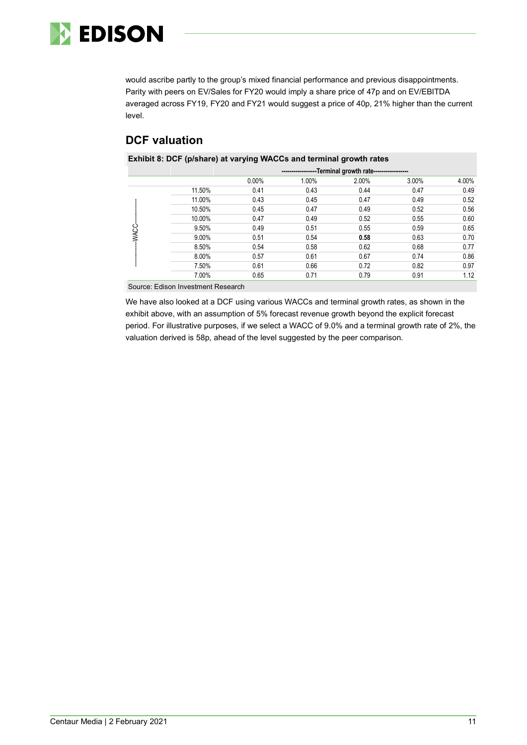would ascribe partly to the group's mixed financial performance and previous disappointments. Parity with peers on EV/Sales for FY20 would imply a share price of 47p and on EV/EBITDA averaged across FY19, FY20 and FY21 would suggest a price of 40p, 21% higher than the current level.

## DCF valuation

**Exhibit 8: DCF (p/share) at varying WACCs and terminal growth rates**

| | | Terminal growth rate | | | | |
|---|---|---|---|---|---|---|
| | | 0.00% | 1.00% | 2.00% | 3.00% | 4.00% |
| WACC | 11.50% | 0.41 | 0.43 | 0.44 | 0.47 | 0.49 |
| | 11.00% | 0.43 | 0.45 | 0.47 | 0.49 | 0.52 |
| | 10.50% | 0.45 | 0.47 | 0.49 | 0.52 | 0.56 |
| | 10.00% | 0.47 | 0.49 | 0.52 | 0.55 | 0.60 |
| | 9.50% | 0.49 | 0.51 | 0.55 | 0.59 | 0.65 |
| | 9.00% | 0.51 | 0.54 | **0.58** | 0.63 | 0.70 |
| | 8.50% | 0.54 | 0.58 | 0.62 | 0.68 | 0.77 |
| | 8.00% | 0.57 | 0.61 | 0.67 | 0.74 | 0.86 |
| | 7.50% | 0.61 | 0.66 | 0.72 | 0.82 | 0.97 |
| | 7.00% | 0.65 | 0.71 | 0.79 | 0.91 | 1.12 |

Source: Edison Investment Research

We have also looked at a DCF using various WACCs and terminal growth rates, as shown in the exhibit above, with an assumption of 5% forecast revenue growth beyond the explicit forecast period. For illustrative purposes, if we select a WACC of 9.0% and a terminal growth rate of 2%, the valuation derived is 58p, ahead of the level suggested by the peer comparison.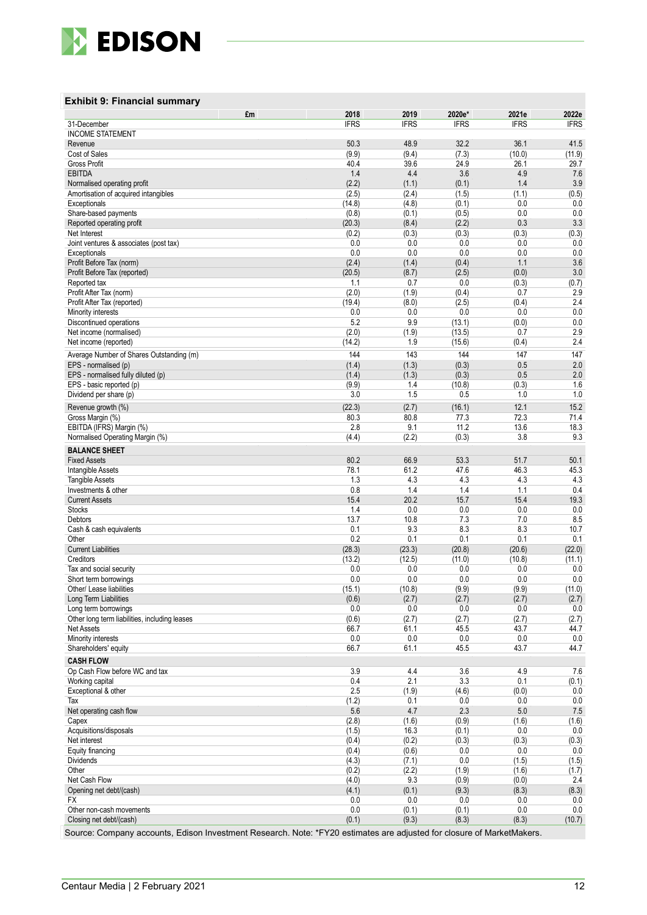### Exhibit 9: Financial summary

| £m | 2018 | 2019 | 2020e* | 2021e | 2022e |
|---|---|---|---|---|---|
| 31-December | IFRS | IFRS | IFRS | IFRS | IFRS |
| INCOME STATEMENT | | | | | |
| Revenue | 50.3 | 48.9 | 32.2 | 36.1 | 41.5 |
| Cost of Sales | (9.9) | (9.4) | (7.3) | (10.0) | (11.9) |
| Gross Profit | 40.4 | 39.6 | 24.9 | 26.1 | 29.7 |
| EBITDA | 1.4 | 4.4 | 3.6 | 4.9 | 7.6 |
| Normalised operating profit | (2.2) | (1.1) | (0.1) | 1.4 | 3.9 |
| Amortisation of acquired intangibles | (2.5) | (2.4) | (1.5) | (1.1) | (0.5) |
| Exceptionals | (14.8) | (4.8) | (0.1) | 0.0 | 0.0 |
| Share-based payments | (0.8) | (0.1) | (0.5) | 0.0 | 0.0 |
| Reported operating profit | (20.3) | (8.4) | (2.2) | 0.3 | 3.3 |
| Net Interest | (0.2) | (0.3) | (0.3) | (0.3) | (0.3) |
| Joint ventures & associates (post tax) | 0.0 | 0.0 | 0.0 | 0.0 | 0.0 |
| Exceptionals | 0.0 | 0.0 | 0.0 | 0.0 | 0.0 |
| Profit Before Tax (norm) | (2.4) | (1.4) | (0.4) | 1.1 | 3.6 |
| Profit Before Tax (reported) | (20.5) | (8.7) | (2.5) | (0.0) | 3.0 |
| Reported tax | 1.1 | 0.7 | 0.0 | (0.3) | (0.7) |
| Profit After Tax (norm) | (2.0) | (1.9) | (0.4) | 0.7 | 2.9 |
| Profit After Tax (reported) | (19.4) | (8.0) | (2.5) | (0.4) | 2.4 |
| Minority interests | 0.0 | 0.0 | 0.0 | 0.0 | 0.0 |
| Discontinued operations | 5.2 | 9.9 | (13.1) | (0.0) | 0.0 |
| Net income (normalised) | (2.0) | (1.9) | (13.5) | 0.7 | 2.9 |
| Net income (reported) | (14.2) | 1.9 | (15.6) | (0.4) | 2.4 |
| Average Number of Shares Outstanding (m) | 144 | 143 | 144 | 147 | 147 |
| EPS - normalised (p) | (1.4) | (1.3) | (0.3) | 0.5 | 2.0 |
| EPS - normalised fully diluted (p) | (1.4) | (1.3) | (0.3) | 0.5 | 2.0 |
| EPS - basic reported (p) | (9.9) | 1.4 | (10.8) | (0.3) | 1.6 |
| Dividend per share (p) | 3.0 | 1.5 | 0.5 | 1.0 | 1.0 |
| Revenue growth (%) | (22.3) | (2.7) | (16.1) | 12.1 | 15.2 |
| Gross Margin (%) | 80.3 | 80.8 | 77.3 | 72.3 | 71.4 |
| EBITDA (IFRS) Margin (%) | 2.8 | 9.1 | 11.2 | 13.6 | 18.3 |
| Normalised Operating Margin (%) | (4.4) | (2.2) | (0.3) | 3.8 | 9.3 |
| **BALANCE SHEET** | | | | | |
| Fixed Assets | 80.2 | 66.9 | 53.3 | 51.7 | 50.1 |
| Intangible Assets | 78.1 | 61.2 | 47.6 | 46.3 | 45.3 |
| Tangible Assets | 1.3 | 4.3 | 4.3 | 4.3 | 4.3 |
| Investments & other | 0.8 | 1.4 | 1.4 | 1.1 | 0.4 |
| Current Assets | 15.4 | 20.2 | 15.7 | 15.4 | 19.3 |
| Stocks | 1.4 | 0.0 | 0.0 | 0.0 | 0.0 |
| Debtors | 13.7 | 10.8 | 7.3 | 7.0 | 8.5 |
| Cash & cash equivalents | 0.1 | 9.3 | 8.3 | 8.3 | 10.7 |
| Other | 0.2 | 0.1 | 0.1 | 0.1 | 0.1 |
| Current Liabilities | (28.3) | (23.3) | (20.8) | (20.6) | (22.0) |
| Creditors | (13.2) | (12.5) | (11.0) | (10.8) | (11.1) |
| Tax and social security | 0.0 | 0.0 | 0.0 | 0.0 | 0.0 |
| Short term borrowings | 0.0 | 0.0 | 0.0 | 0.0 | 0.0 |
| Other/ Lease liabilities | (15.1) | (10.8) | (9.9) | (9.9) | (11.0) |
| Long Term Liabilities | (0.6) | (2.7) | (2.7) | (2.7) | (2.7) |
| Long term borrowings | 0.0 | 0.0 | 0.0 | 0.0 | 0.0 |
| Other long term liabilities, including leases | (0.6) | (2.7) | (2.7) | (2.7) | (2.7) |
| Net Assets | 66.7 | 61.1 | 45.5 | 43.7 | 44.7 |
| Minority interests | 0.0 | 0.0 | 0.0 | 0.0 | 0.0 |
| Shareholders' equity | 66.7 | 61.1 | 45.5 | 43.7 | 44.7 |
| **CASH FLOW** | | | | | |
| Op Cash Flow before WC and tax | 3.9 | 4.4 | 3.6 | 4.9 | 7.6 |
| Working capital | 0.4 | 2.1 | 3.3 | 0.1 | (0.1) |
| Exceptional & other | 2.5 | (1.9) | (4.6) | (0.0) | 0.0 |
| Tax | (1.2) | 0.1 | 0.0 | 0.0 | 0.0 |
| Net operating cash flow | 5.6 | 4.7 | 2.3 | 5.0 | 7.5 |
| Capex | (2.8) | (1.6) | (0.9) | (1.6) | (1.6) |
| Acquisitions/disposals | (1.5) | 16.3 | (0.1) | 0.0 | 0.0 |
| Net interest | (0.4) | (0.2) | (0.3) | (0.3) | (0.3) |
| Equity financing | (0.4) | (0.6) | 0.0 | 0.0 | 0.0 |
| Dividends | (4.3) | (7.1) | 0.0 | (1.5) | (1.5) |
| Other | (0.2) | (2.2) | (1.9) | (1.6) | (1.7) |
| Net Cash Flow | (4.0) | 9.3 | (0.9) | (0.0) | 2.4 |
| Opening net debt/(cash) | (4.1) | (0.1) | (9.3) | (8.3) | (8.3) |
| FX | 0.0 | 0.0 | 0.0 | 0.0 | 0.0 |
| Other non-cash movements | 0.0 | (0.1) | (0.1) | 0.0 | 0.0 |
| Closing net debt/(cash) | (0.1) | (9.3) | (8.3) | (8.3) | (10.7) |

Source: Company accounts, Edison Investment Research. Note: *FY20 estimates are adjusted for closure of MarketMakers.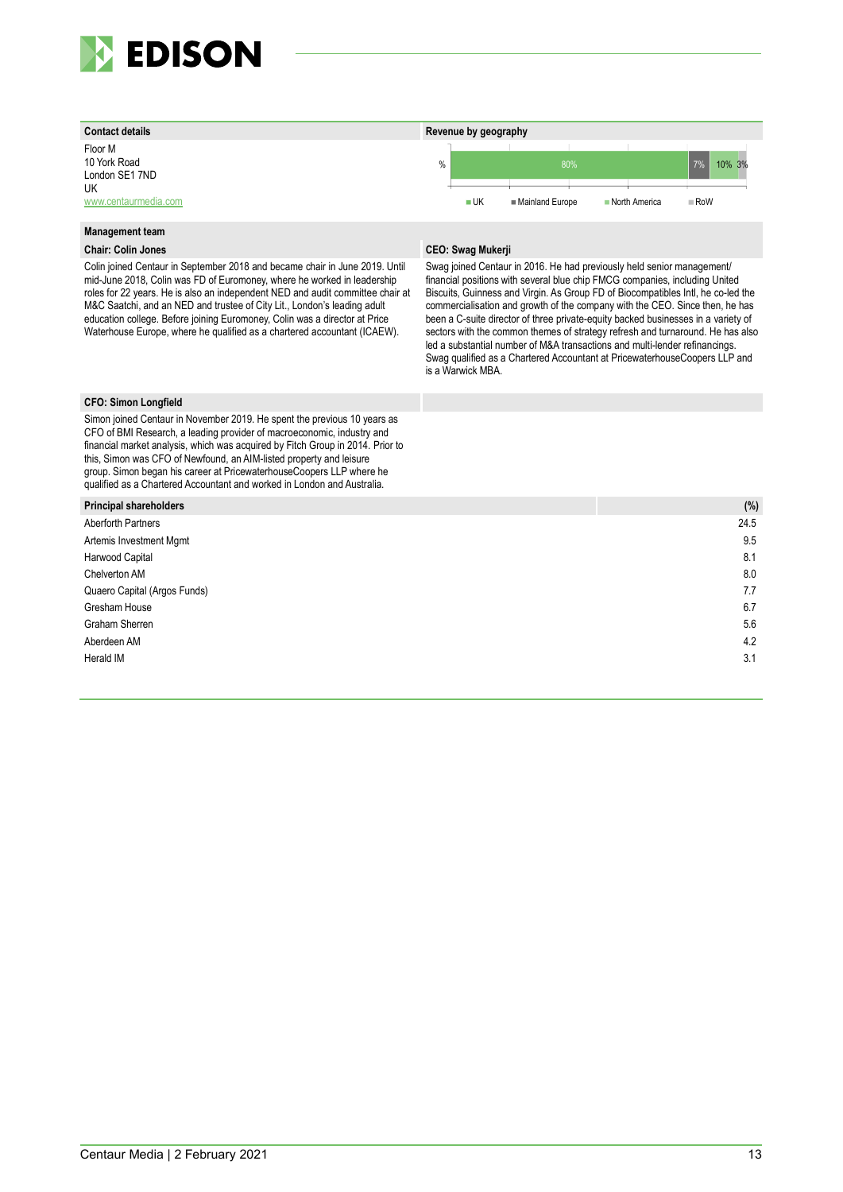## Contact details

Floor M
10 York Road
London SE1 7ND
UK
www.centaurmedia.com

## Revenue by geography

| % | UK | Mainland Europe | North America | RoW |
|---|---|---|---|---|
| % | 80% | 7% | 10% | 3% |

## Management team

### Chair: Colin Jones

Colin joined Centaur in September 2018 and became chair in June 2019. Until mid-June 2018, Colin was FD of Euromoney, where he worked in leadership roles for 22 years. He is also an independent NED and audit committee chair at M&C Saatchi, and an NED and trustee of City Lit., London's leading adult education college. Before joining Euromoney, Colin was a director at Price Waterhouse Europe, where he qualified as a chartered accountant (ICAEW).

### CEO: Swag Mukerji

Swag joined Centaur in 2016. He had previously held senior management/ financial positions with several blue chip FMCG companies, including United Biscuits, Guinness and Virgin. As Group FD of Biocompatibles Intl, he co-led the commercialisation and growth of the company with the CEO. Since then, he has been a C-suite director of three private-equity backed businesses in a variety of sectors with the common themes of strategy refresh and turnaround. He has also led a substantial number of M&A transactions and multi-lender refinancings. Swag qualified as a Chartered Accountant at PricewaterhouseCoopers LLP and is a Warwick MBA.

### CFO: Simon Longfield

Simon joined Centaur in November 2019. He spent the previous 10 years as CFO of BMI Research, a leading provider of macroeconomic, industry and financial market analysis, which was acquired by Fitch Group in 2014. Prior to this, Simon was CFO of Newfound, an AIM-listed property and leisure group. Simon began his career at PricewaterhouseCoopers LLP where he qualified as a Chartered Accountant and worked in London and Australia.

| Principal shareholders | (%) |
|---|---|
| Aberforth Partners | 24.5 |
| Artemis Investment Mgmt | 9.5 |
| Harwood Capital | 8.1 |
| Chelverton AM | 8.0 |
| Quaero Capital (Argos Funds) | 7.7 |
| Gresham House | 6.7 |
| Graham Sherren | 5.6 |
| Aberdeen AM | 4.2 |
| Herald IM | 3.1 |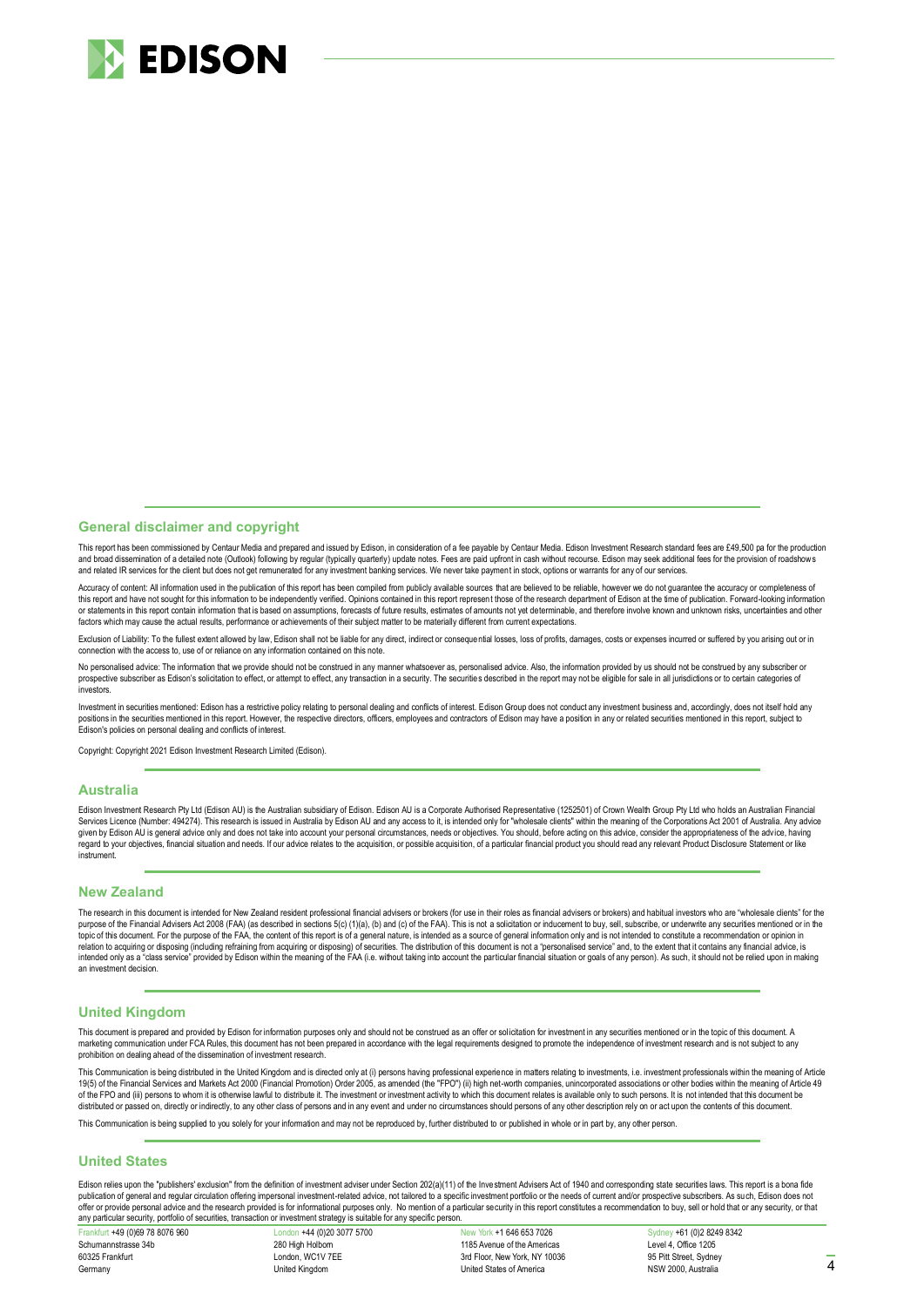## General disclaimer and copyright

This report has been commissioned by Centaur Media and prepared and issued by Edison, in consideration of a fee payable by Centaur Media. Edison Investment Research standard fees are £49,500 pa for the production and broad dissemination of a detailed note (Outlook) following by regular (typically quarterly) update notes. Fees are paid upfront in cash without recourse. Edison may seek additional fees for the provision of roadshows and related IR services for the client but does not get remunerated for any investment banking services. We never take payment in stock, options or warrants for any of our services.

Accuracy of content: All information used in the publication of this report has been compiled from publicly available sources that are believed to be reliable, however we do not guarantee the accuracy or completeness of this report and have not sought for this information to be independently verified. Opinions contained in this report represent those of the research department of Edison at the time of publication. Forward-looking information or statements in this report contain information that is based on assumptions, forecasts of future results, estimates of amounts not yet determinable, and therefore involve known and unknown risks, uncertainties and other factors which may cause the actual results, performance or achievements of their subject matter to be materially different from current expectations.

Exclusion of Liability: To the fullest extent allowed by law, Edison shall not be liable for any direct, indirect or consequential losses, loss of profits, damages, costs or expenses incurred or suffered by you arising out or in connection with the access to, use of or reliance on any information contained on this note.

No personalised advice: The information that we provide should not be construed in any manner whatsoever as, personalised advice. Also, the information provided by us should not be construed by any subscriber or prospective subscriber as Edison's solicitation to effect, or attempt to effect, any transaction in a security. The securities described in the report may not be eligible for sale in all jurisdictions or to certain categories of investors.

Investment in securities mentioned: Edison has a restrictive policy relating to personal dealing and conflicts of interest. Edison Group does not conduct any investment business and, accordingly, does not itself hold any positions in the securities mentioned in this report. However, the respective directors, officers, employees and contractors of Edison may have a position in any or related securities mentioned in this report, subject to Edison's policies on personal dealing and conflicts of interest.

Copyright: Copyright 2021 Edison Investment Research Limited (Edison).

## Australia

Edison Investment Research Pty Ltd (Edison AU) is the Australian subsidiary of Edison. Edison AU is a Corporate Authorised Representative (1252501) of Crown Wealth Group Pty Ltd who holds an Australian Financial Services Licence (Number: 494274). This research is issued in Australia by Edison AU and any access to it, is intended only for "wholesale clients" within the meaning of the Corporations Act 2001 of Australia. Any advice given by Edison AU is general advice only and does not take into account your personal circumstances, needs or objectives. You should, before acting on this advice, consider the appropriateness of the advice, having regard to your objectives, financial situation and needs. If our advice relates to the acquisition, or possible acquisition, of a particular financial product you should read any relevant Product Disclosure Statement or like instrument.

## New Zealand

The research in this document is intended for New Zealand resident professional financial advisers or brokers (for use in their roles as financial advisers or brokers) and habitual investors who are "wholesale clients" for the purpose of the Financial Advisers Act 2008 (FAA) (as described in sections 5(c) (1)(a), (b) and (c) of the FAA). This is not a solicitation or inducement to buy, sell, subscribe, or underwrite any securities mentioned or in the topic of this document. For the purpose of the FAA, the content of this report is of a general nature, is intended as a source of general information only and is not intended to constitute a recommendation or opinion in relation to acquiring or disposing (including refraining from acquiring or disposing) of securities. The distribution of this document is not a "personalised service" and, to the extent that it contains any financial advice, is intended only as a "class service" provided by Edison within the meaning of the FAA (i.e. without taking into account the particular financial situation or goals of any person). As such, it should not be relied upon in making an investment decision.

## United Kingdom

This document is prepared and provided by Edison for information purposes only and should not be construed as an offer or solicitation for investment in any securities mentioned or in the topic of this document. A marketing communication under FCA Rules, this document has not been prepared in accordance with the legal requirements designed to promote the independence of investment research and is not subject to any prohibition on dealing ahead of the dissemination of investment research.

This Communication is being distributed in the United Kingdom and is directed only at (i) persons having professional experience in matters relating to investments, i.e. investment professionals within the meaning of Article 19(5) of the Financial Services and Markets Act 2000 (Financial Promotion) Order 2005, as amended (the "FPO") (ii) high net-worth companies, unincorporated associations or other bodies within the meaning of Article 49 of the FPO and (iii) persons to whom it is otherwise lawful to distribute it. The investment or investment activity to which this document relates is available only to such persons. It is not intended that this document be distributed or passed on, directly or indirectly, to any other class of persons and in any event and under no circumstances should persons of any other description rely on or act upon the contents of this document.

This Communication is being supplied to you solely for your information and may not be reproduced by, further distributed to or published in whole or in part by, any other person.

## United States

Edison relies upon the "publishers' exclusion" from the definition of investment adviser under Section 202(a)(11) of the Investment Advisers Act of 1940 and corresponding state securities laws. This report is a bona fide publication of general and regular circulation offering impersonal investment-related advice, not tailored to a specific investment portfolio or the needs of current and/or prospective subscribers. As such, Edison does not offer or provide personal advice and the research provided is for informational purposes only. No mention of a particular security in this report constitutes a recommendation to buy, sell or hold that or any security, or that any particular security, portfolio of securities, transaction or investment strategy is suitable for any specific person.

Frankfurt +49 (0)69 78 8076 960
Schumannstrasse 34b
60325 Frankfurt
Germany

London +44 (0)20 3077 5700
280 High Holborn
London, WC1V 7EE
United Kingdom

New York +1 646 653 7026
1185 Avenue of the Americas
3rd Floor, New York, NY 10036
United States of America

Sydney +61 (0)2 8249 8342
Level 4, Office 1205
95 Pitt Street, Sydney
NSW 2000, Australia